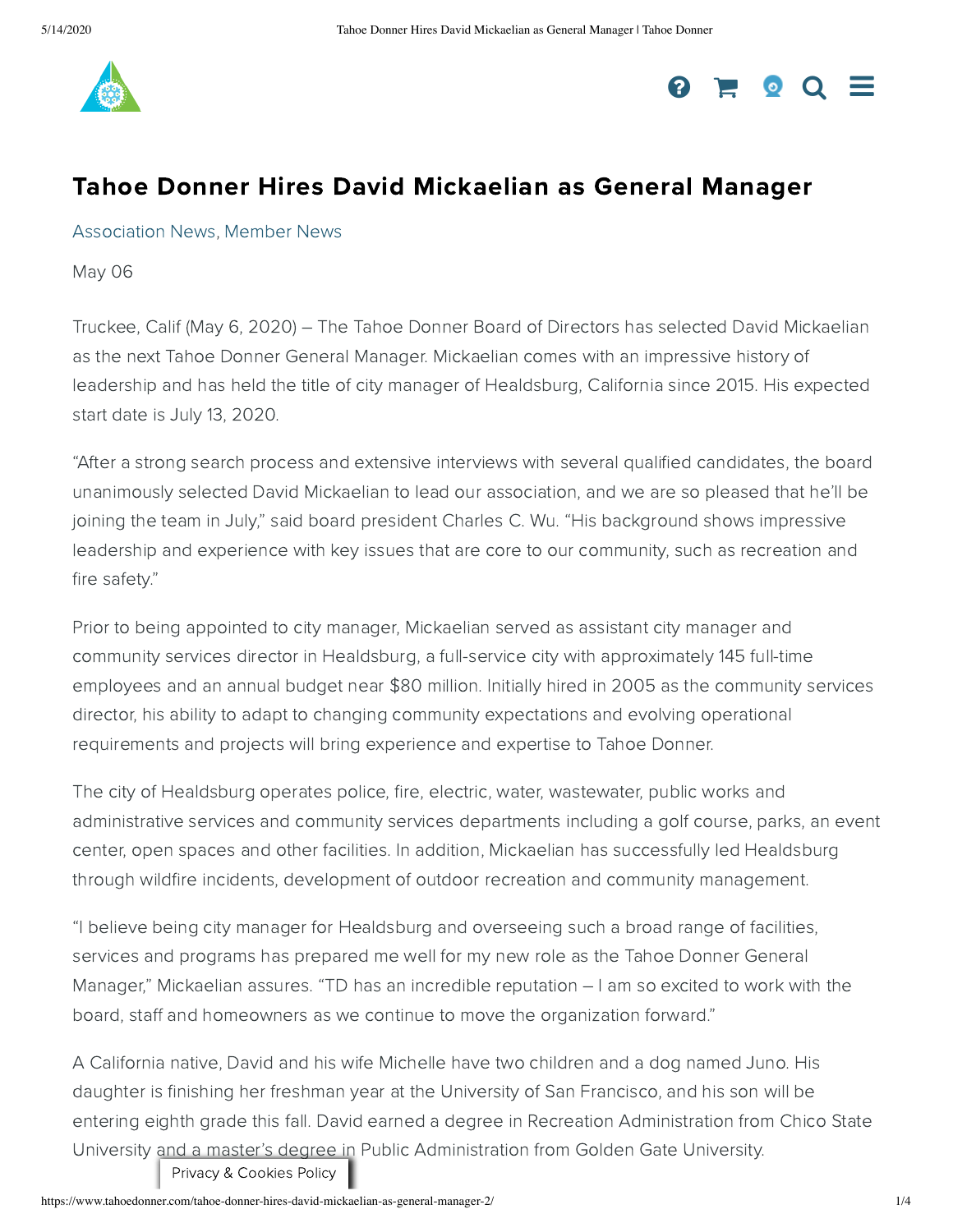# Tahoe Donner Hires David Mickaelian as General Manager

Association News, Member News

May 06

Truckee, Calif (May 6, 2020) – The Tahoe Donner Board of Directors has selected David Mickaelian as the next Tahoe Donner General Manager. Mickaelian comes with an impressive history of leadership and has held the title of city manager of Healdsburg, California since 2015. His expected start date is July 13, 2020.

"After a strong search process and extensive interviews with several qualified candidates, the board unanimously selected David Mickaelian to lead our association, and we are so pleased that he'll be joining the team in July," said board president Charles C. Wu. "His background shows impressive leadership and experience with key issues that are core to our community, such as recreation and fire safety."

Prior to being appointed to city manager, Mickaelian served as assistant city manager and community services director in Healdsburg, a full-service city with approximately 145 full-time employees and an annual budget near $80 million. Initially hired in 2005 as the community services director, his ability to adapt to changing community expectations and evolving operational requirements and projects will bring experience and expertise to Tahoe Donner.

The city of Healdsburg operates police, fire, electric, water, wastewater, public works and administrative services and community services departments including a golf course, parks, an event center, open spaces and other facilities. In addition, Mickaelian has successfully led Healdsburg through wildfire incidents, development of outdoor recreation and community management.

"I believe being city manager for Healdsburg and overseeing such a broad range of facilities, services and programs has prepared me well for my new role as the Tahoe Donner General Manager," Mickaelian assures. "TD has an incredible reputation – I am so excited to work with the board, staff and homeowners as we continue to move the organization forward."

A California native, David and his wife Michelle have two children and a dog named Juno. His daughter is finishing her freshman year at the University of San Francisco, and his son will be entering eighth grade this fall. David earned a degree in Recreation Administration from Chico State University and a master's degree in Public Administration from Golden Gate University.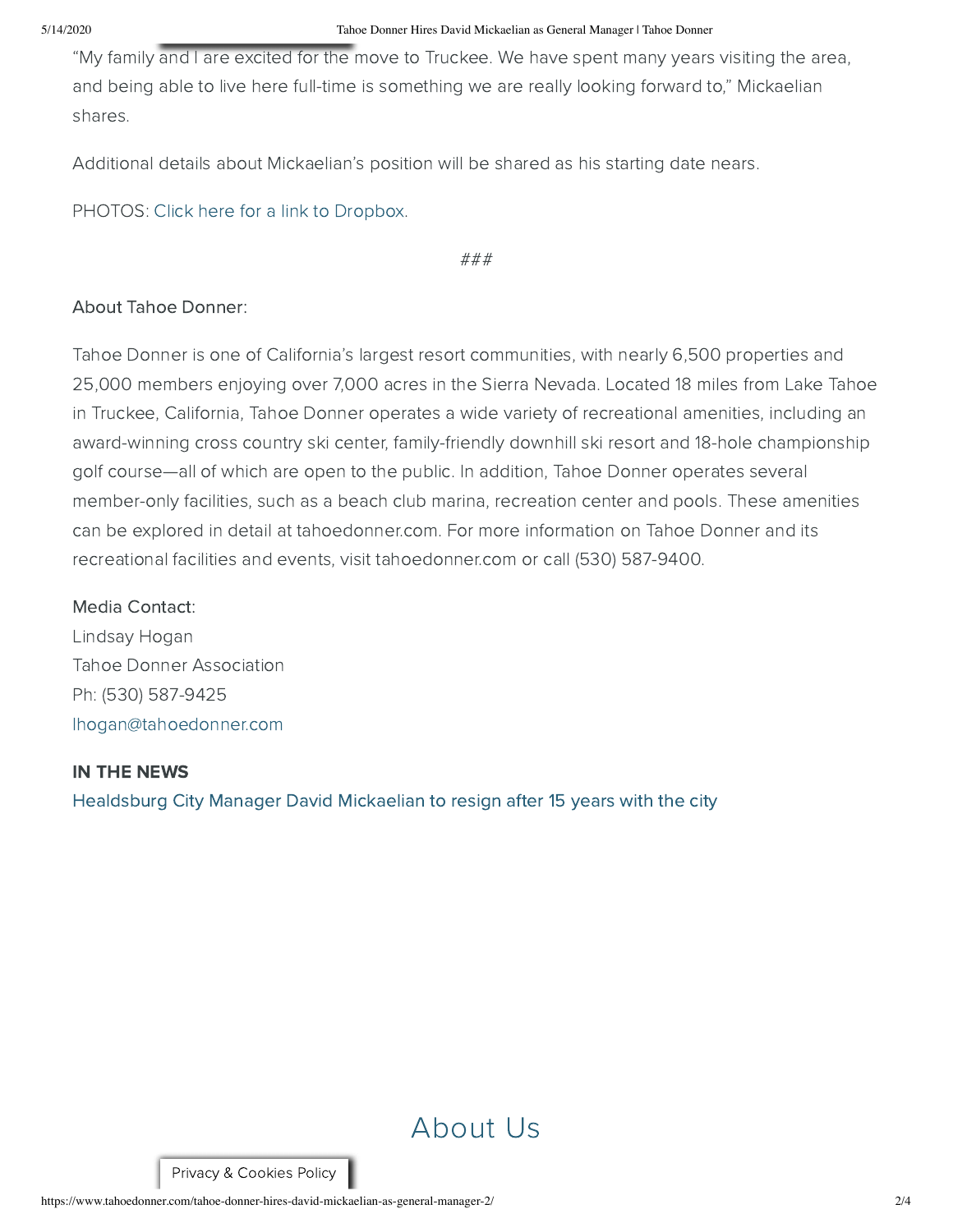"My family and I are excited for the move to Truckee. We have spent many years visiting the area, and being able to live here full-time is something we are really looking forward to," Mickaelian shares.

Additional details about Mickaelian's position will be shared as his starting date nears.

PHOTOS: Click here for a link to Dropbox.

###

About Tahoe Donner:

Tahoe Donner is one of California's largest resort communities, with nearly 6,500 properties and 25,000 members enjoying over 7,000 acres in the Sierra Nevada. Located 18 miles from Lake Tahoe in Truckee, California, Tahoe Donner operates a wide variety of recreational amenities, including an award-winning cross country ski center, family-friendly downhill ski resort and 18-hole championship golf course—all of which are open to the public. In addition, Tahoe Donner operates several member-only facilities, such as a beach club marina, recreation center and pools. These amenities can be explored in detail at tahoedonner.com. For more information on Tahoe Donner and its recreational facilities and events, visit tahoedonner.com or call (530) 587-9400.

Media Contact:
Lindsay Hogan
Tahoe Donner Association
Ph: (530) 587-9425
lhogan@tahoedonner.com

**IN THE NEWS**

Healdsburg City Manager David Mickaelian to resign after 15 years with the city

## About Us

Privacy & Cookies Policy